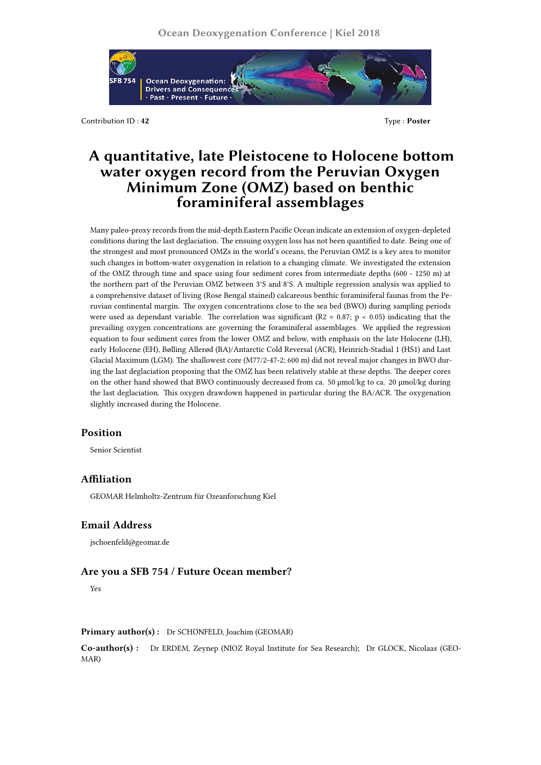Contribution ID : **42**

Type : **Poster**

# A quantitative, late Pleistocene to Holocene bottom water oxygen record from the Peruvian Oxygen Minimum Zone (OMZ) based on benthic foraminiferal assemblages

Many paleo-proxy records from the mid-depth Eastern Pacific Ocean indicate an extension of oxygen-depleted conditions during the last deglaciation. The ensuing oxygen loss has not been quantified to date. Being one of the strongest and most pronounced OMZs in the world's oceans, the Peruvian OMZ is a key area to monitor such changes in bottom-water oxygenation in relation to a changing climate. We investigated the extension of the OMZ through time and space using four sediment cores from intermediate depths (600 - 1250 m) at the northern part of the Peruvian OMZ between 3°S and 8°S. A multiple regression analysis was applied to a comprehensive dataset of living (Rose Bengal stained) calcareous benthic foraminiferal faunas from the Peruvian continental margin. The oxygen concentrations close to the sea bed (BWO) during sampling periods were used as dependant variable. The correlation was significant ($R2 = 0.87$; $p < 0.05$) indicating that the prevailing oxygen concentrations are governing the foraminiferal assemblages. We applied the regression equation to four sediment cores from the lower OMZ and below, with emphasis on the late Holocene (LH), early Holocene (EH), Bølling Allerød (BA)/Antarctic Cold Reversal (ACR), Heinrich-Stadial 1 (HS1) and Last Glacial Maximum (LGM). The shallowest core (M77/2-47-2; 600 m) did not reveal major changes in BWO during the last deglaciation proposing that the OMZ has been relatively stable at these depths. The deeper cores on the other hand showed that BWO continuously decreased from ca. 50 µmol/kg to ca. 20 µmol/kg during the last deglaciation. This oxygen drawdown happened in particular during the BA/ACR. The oxygenation slightly increased during the Holocene.

## Position

Senior Scientist

## Affiliation

GEOMAR Helmholtz-Zentrum für Ozeanforschung Kiel

## Email Address

jschoenfeld@geomar.de

## Are you a SFB 754 / Future Ocean member?

Yes

**Primary author(s) :** Dr SCHÖNFELD, Joachim (GEOMAR)

**Co-author(s) :** Dr ERDEM, Zeynep (NIOZ Royal Institute for Sea Research); Dr GLOCK, Nicolaas (GEOMAR)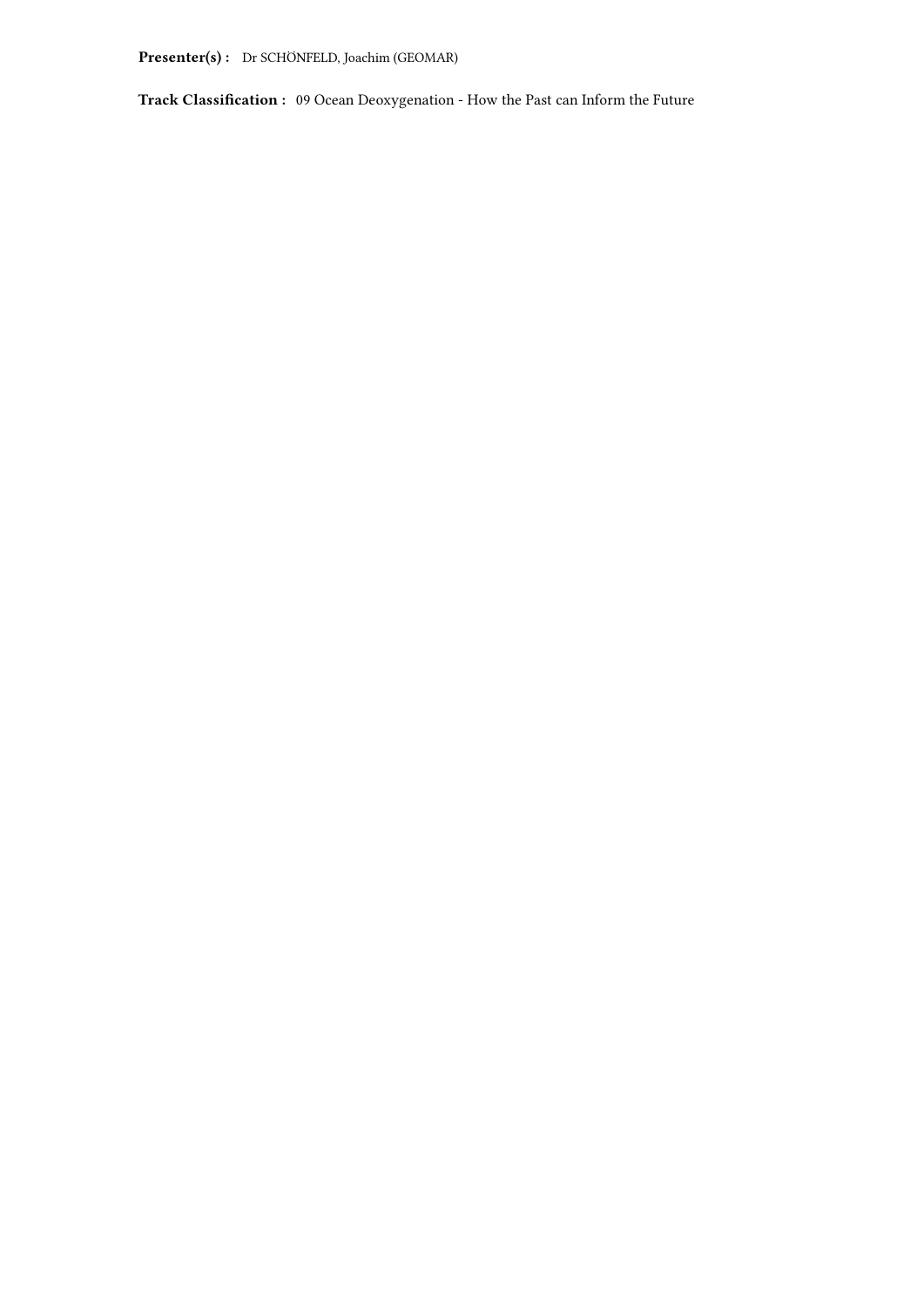**Presenter(s) :** Dr SCHÖNFELD, Joachim (GEOMAR)

**Track Classification :** 09 Ocean Deoxygenation - How the Past can Inform the Future